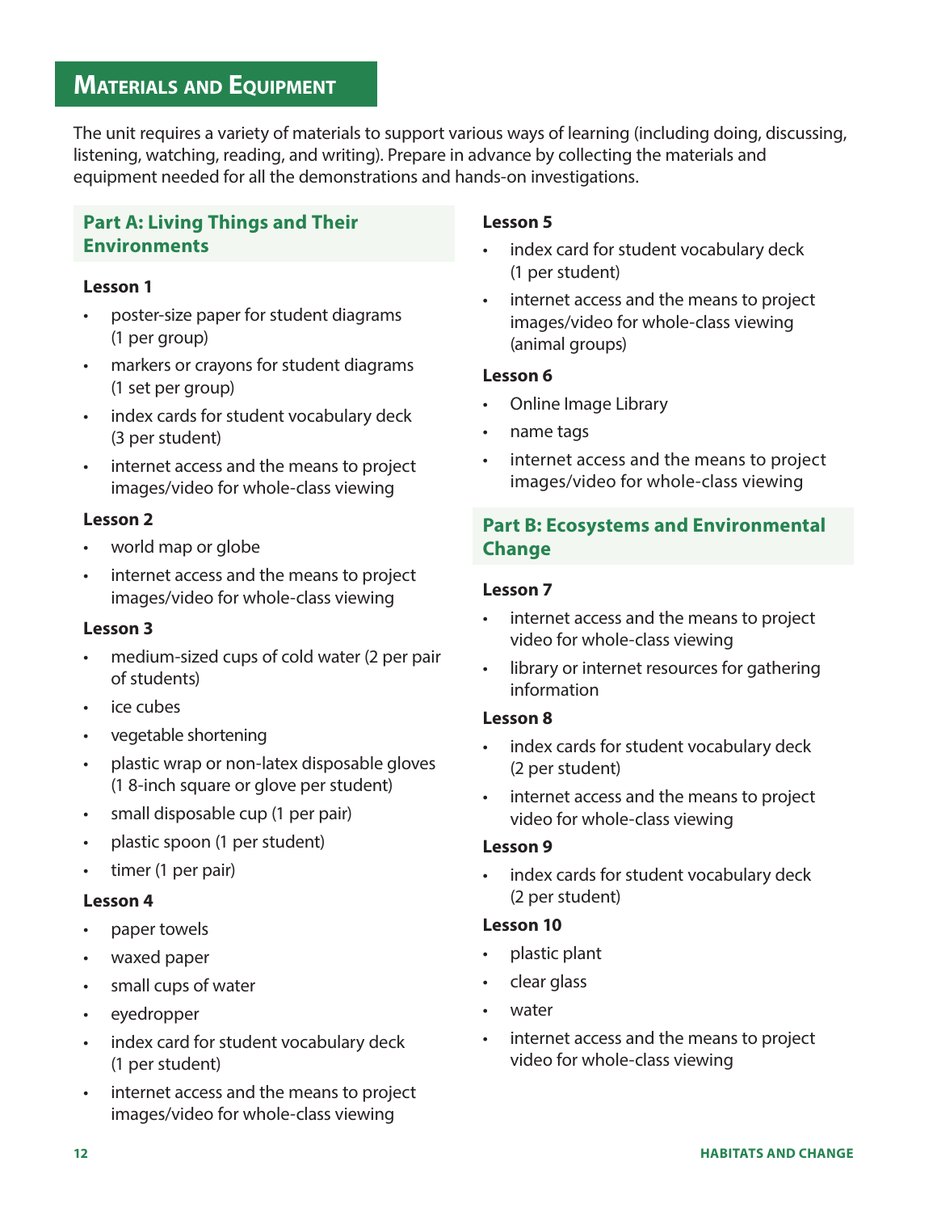# Materials and Equipment

The unit requires a variety of materials to support various ways of learning (including doing, discussing, listening, watching, reading, and writing). Prepare in advance by collecting the materials and equipment needed for all the demonstrations and hands-on investigations.

## Part A: Living Things and Their Environments

### Lesson 1

- poster-size paper for student diagrams (1 per group)
- markers or crayons for student diagrams (1 set per group)
- index cards for student vocabulary deck (3 per student)
- internet access and the means to project images/video for whole-class viewing

### Lesson 2

- world map or globe
- internet access and the means to project images/video for whole-class viewing

### Lesson 3

- medium-sized cups of cold water (2 per pair of students)
- ice cubes
- vegetable shortening
- plastic wrap or non-latex disposable gloves (1 8-inch square or glove per student)
- small disposable cup (1 per pair)
- plastic spoon (1 per student)
- timer (1 per pair)

### Lesson 4

- paper towels
- waxed paper
- small cups of water
- eyedropper
- index card for student vocabulary deck (1 per student)
- internet access and the means to project images/video for whole-class viewing

### Lesson 5

- index card for student vocabulary deck (1 per student)
- internet access and the means to project images/video for whole-class viewing (animal groups)

### Lesson 6

- Online Image Library
- name tags
- internet access and the means to project images/video for whole-class viewing

## Part B: Ecosystems and Environmental Change

### Lesson 7

- internet access and the means to project video for whole-class viewing
- library or internet resources for gathering information

### Lesson 8

- index cards for student vocabulary deck (2 per student)
- internet access and the means to project video for whole-class viewing

### Lesson 9

- index cards for student vocabulary deck (2 per student)

### Lesson 10

- plastic plant
- clear glass
- water
- internet access and the means to project video for whole-class viewing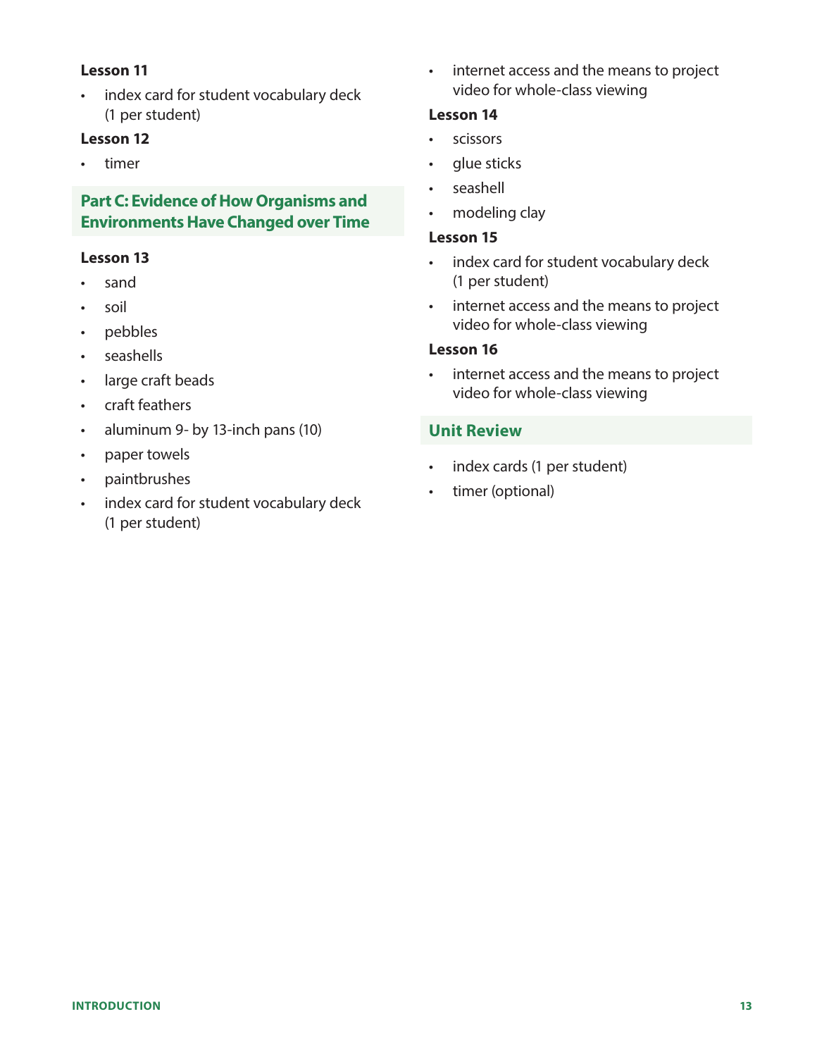**Lesson 11**

- index card for student vocabulary deck (1 per student)

**Lesson 12**

- timer

## Part C: Evidence of How Organisms and Environments Have Changed over Time

**Lesson 13**

- sand
- soil
- pebbles
- seashells
- large craft beads
- craft feathers
- aluminum 9- by 13-inch pans (10)
- paper towels
- paintbrushes
- index card for student vocabulary deck (1 per student)
- internet access and the means to project video for whole-class viewing

**Lesson 14**

- scissors
- glue sticks
- seashell
- modeling clay

**Lesson 15**

- index card for student vocabulary deck (1 per student)
- internet access and the means to project video for whole-class viewing

**Lesson 16**

- internet access and the means to project video for whole-class viewing

## Unit Review

- index cards (1 per student)
- timer (optional)